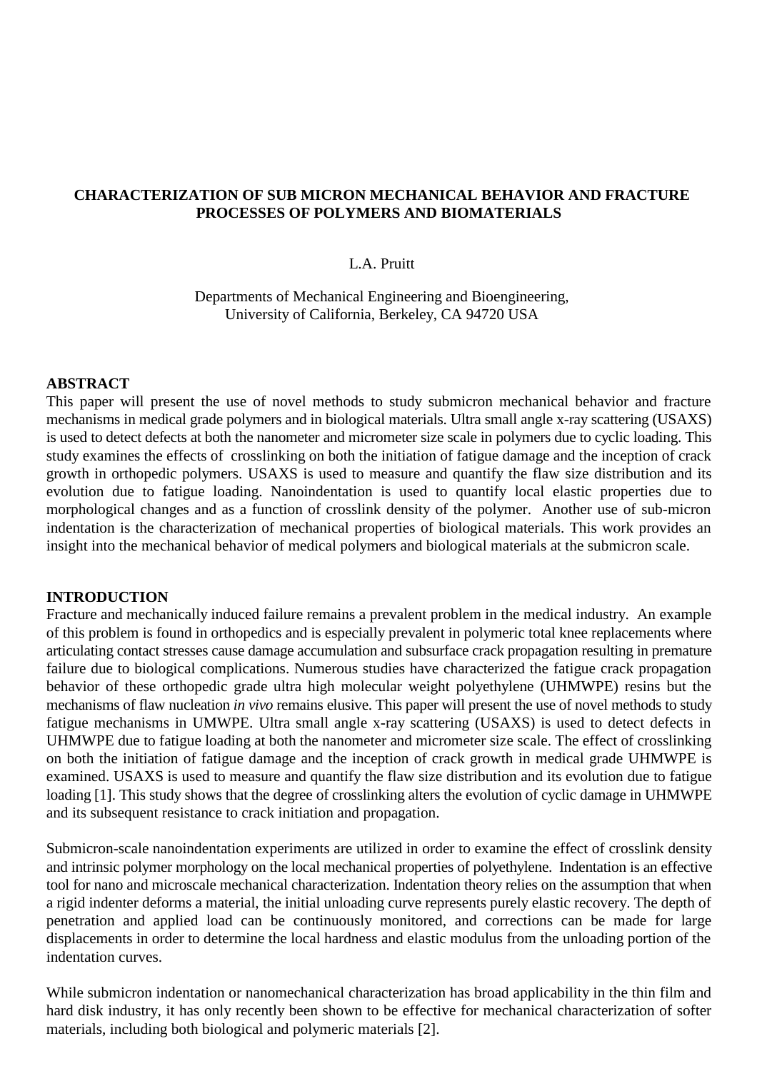# CHARACTERIZATION OF SUB MICRON MECHANICAL BEHAVIOR AND FRACTURE PROCESSES OF POLYMERS AND BIOMATERIALS

L.A. Pruitt

Departments of Mechanical Engineering and Bioengineering,
University of California, Berkeley, CA 94720 USA

## ABSTRACT

This paper will present the use of novel methods to study submicron mechanical behavior and fracture mechanisms in medical grade polymers and in biological materials. Ultra small angle x-ray scattering (USAXS) is used to detect defects at both the nanometer and micrometer size scale in polymers due to cyclic loading. This study examines the effects of crosslinking on both the initiation of fatigue damage and the inception of crack growth in orthopedic polymers. USAXS is used to measure and quantify the flaw size distribution and its evolution due to fatigue loading. Nanoindentation is used to quantify local elastic properties due to morphological changes and as a function of crosslink density of the polymer. Another use of sub-micron indentation is the characterization of mechanical properties of biological materials. This work provides an insight into the mechanical behavior of medical polymers and biological materials at the submicron scale.

## INTRODUCTION

Fracture and mechanically induced failure remains a prevalent problem in the medical industry. An example of this problem is found in orthopedics and is especially prevalent in polymeric total knee replacements where articulating contact stresses cause damage accumulation and subsurface crack propagation resulting in premature failure due to biological complications. Numerous studies have characterized the fatigue crack propagation behavior of these orthopedic grade ultra high molecular weight polyethylene (UHMWPE) resins but the mechanisms of flaw nucleation *in vivo* remains elusive. This paper will present the use of novel methods to study fatigue mechanisms in UMWPE. Ultra small angle x-ray scattering (USAXS) is used to detect defects in UHMWPE due to fatigue loading at both the nanometer and micrometer size scale. The effect of crosslinking on both the initiation of fatigue damage and the inception of crack growth in medical grade UHMWPE is examined. USAXS is used to measure and quantify the flaw size distribution and its evolution due to fatigue loading [1]. This study shows that the degree of crosslinking alters the evolution of cyclic damage in UHMWPE and its subsequent resistance to crack initiation and propagation.

Submicron-scale nanoindentation experiments are utilized in order to examine the effect of crosslink density and intrinsic polymer morphology on the local mechanical properties of polyethylene. Indentation is an effective tool for nano and microscale mechanical characterization. Indentation theory relies on the assumption that when a rigid indenter deforms a material, the initial unloading curve represents purely elastic recovery. The depth of penetration and applied load can be continuously monitored, and corrections can be made for large displacements in order to determine the local hardness and elastic modulus from the unloading portion of the indentation curves.

While submicron indentation or nanomechanical characterization has broad applicability in the thin film and hard disk industry, it has only recently been shown to be effective for mechanical characterization of softer materials, including both biological and polymeric materials [2].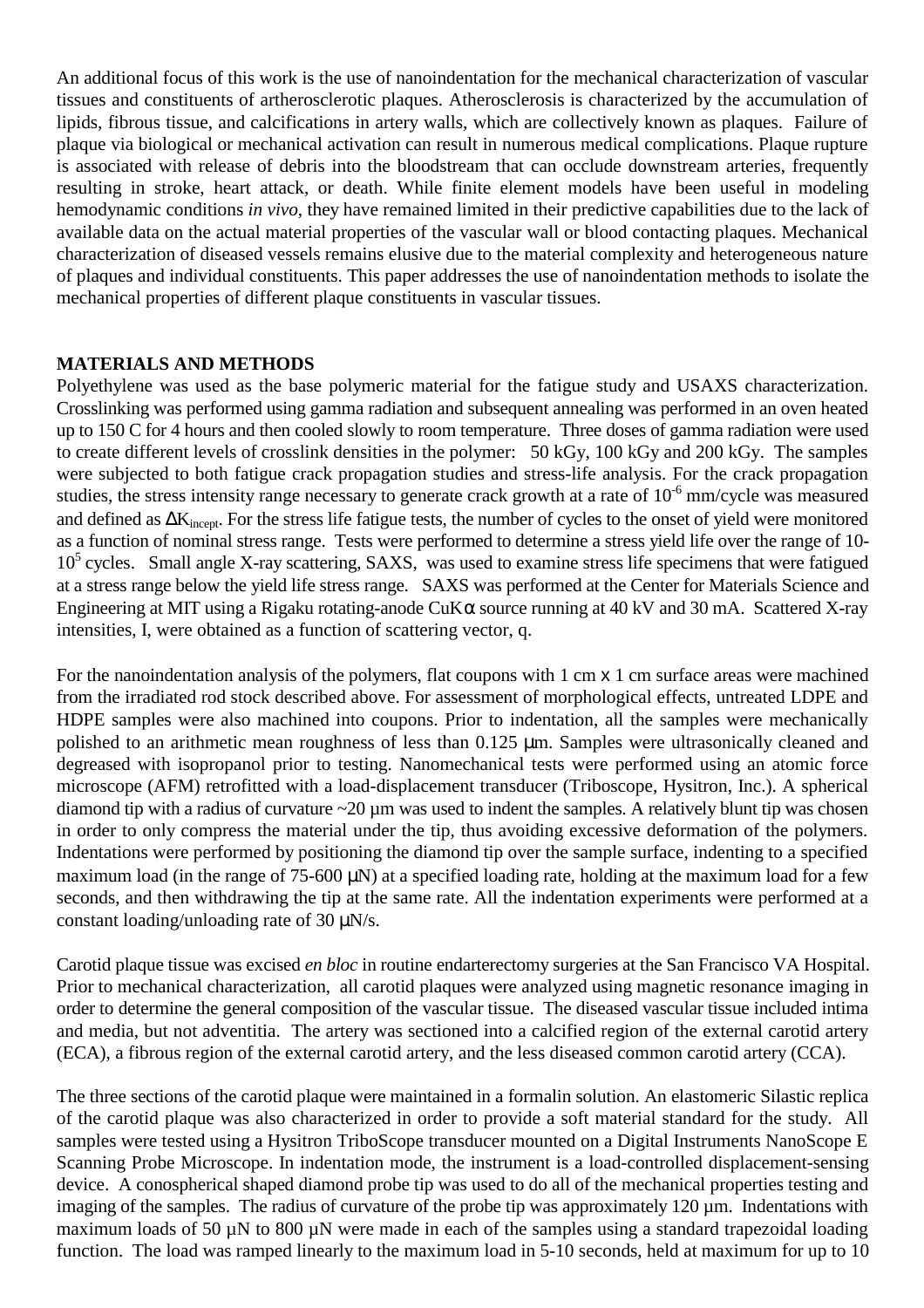An additional focus of this work is the use of nanoindentation for the mechanical characterization of vascular tissues and constituents of artherosclerotic plaques. Atherosclerosis is characterized by the accumulation of lipids, fibrous tissue, and calcifications in artery walls, which are collectively known as plaques. Failure of plaque via biological or mechanical activation can result in numerous medical complications. Plaque rupture is associated with release of debris into the bloodstream that can occlude downstream arteries, frequently resulting in stroke, heart attack, or death. While finite element models have been useful in modeling hemodynamic conditions *in vivo*, they have remained limited in their predictive capabilities due to the lack of available data on the actual material properties of the vascular wall or blood contacting plaques. Mechanical characterization of diseased vessels remains elusive due to the material complexity and heterogeneous nature of plaques and individual constituents. This paper addresses the use of nanoindentation methods to isolate the mechanical properties of different plaque constituents in vascular tissues.

## MATERIALS AND METHODS

Polyethylene was used as the base polymeric material for the fatigue study and USAXS characterization. Crosslinking was performed using gamma radiation and subsequent annealing was performed in an oven heated up to 150 C for 4 hours and then cooled slowly to room temperature. Three doses of gamma radiation were used to create different levels of crosslink densities in the polymer: 50 kGy, 100 kGy and 200 kGy. The samples were subjected to both fatigue crack propagation studies and stress-life analysis. For the crack propagation studies, the stress intensity range necessary to generate crack growth at a rate of $10^{-6}$ mm/cycle was measured and defined as $\Delta K_{incept}$. For the stress life fatigue tests, the number of cycles to the onset of yield were monitored as a function of nominal stress range. Tests were performed to determine a stress yield life over the range of 10-$10^5$ cycles. Small angle X-ray scattering, SAXS, was used to examine stress life specimens that were fatigued at a stress range below the yield life stress range. SAXS was performed at the Center for Materials Science and Engineering at MIT using a Rigaku rotating-anode CuK$\alpha$ source running at 40 kV and 30 mA. Scattered X-ray intensities, I, were obtained as a function of scattering vector, q.

For the nanoindentation analysis of the polymers, flat coupons with 1 cm x 1 cm surface areas were machined from the irradiated rod stock described above. For assessment of morphological effects, untreated LDPE and HDPE samples were also machined into coupons. Prior to indentation, all the samples were mechanically polished to an arithmetic mean roughness of less than 0.125 μm. Samples were ultrasonically cleaned and degreased with isopropanol prior to testing. Nanomechanical tests were performed using an atomic force microscope (AFM) retrofitted with a load-displacement transducer (Triboscope, Hysitron, Inc.). A spherical diamond tip with a radius of curvature ~20 µm was used to indent the samples. A relatively blunt tip was chosen in order to only compress the material under the tip, thus avoiding excessive deformation of the polymers. Indentations were performed by positioning the diamond tip over the sample surface, indenting to a specified maximum load (in the range of 75-600 μN) at a specified loading rate, holding at the maximum load for a few seconds, and then withdrawing the tip at the same rate. All the indentation experiments were performed at a constant loading/unloading rate of 30 μN/s.

Carotid plaque tissue was excised *en bloc* in routine endarterectomy surgeries at the San Francisco VA Hospital. Prior to mechanical characterization, all carotid plaques were analyzed using magnetic resonance imaging in order to determine the general composition of the vascular tissue. The diseased vascular tissue included intima and media, but not adventitia. The artery was sectioned into a calcified region of the external carotid artery (ECA), a fibrous region of the external carotid artery, and the less diseased common carotid artery (CCA).

The three sections of the carotid plaque were maintained in a formalin solution. An elastomeric Silastic replica of the carotid plaque was also characterized in order to provide a soft material standard for the study. All samples were tested using a Hysitron TriboScope transducer mounted on a Digital Instruments NanoScope E Scanning Probe Microscope. In indentation mode, the instrument is a load-controlled displacement-sensing device. A conospherical shaped diamond probe tip was used to do all of the mechanical properties testing and imaging of the samples. The radius of curvature of the probe tip was approximately 120 µm. Indentations with maximum loads of 50 µN to 800 µN were made in each of the samples using a standard trapezoidal loading function. The load was ramped linearly to the maximum load in 5-10 seconds, held at maximum for up to 10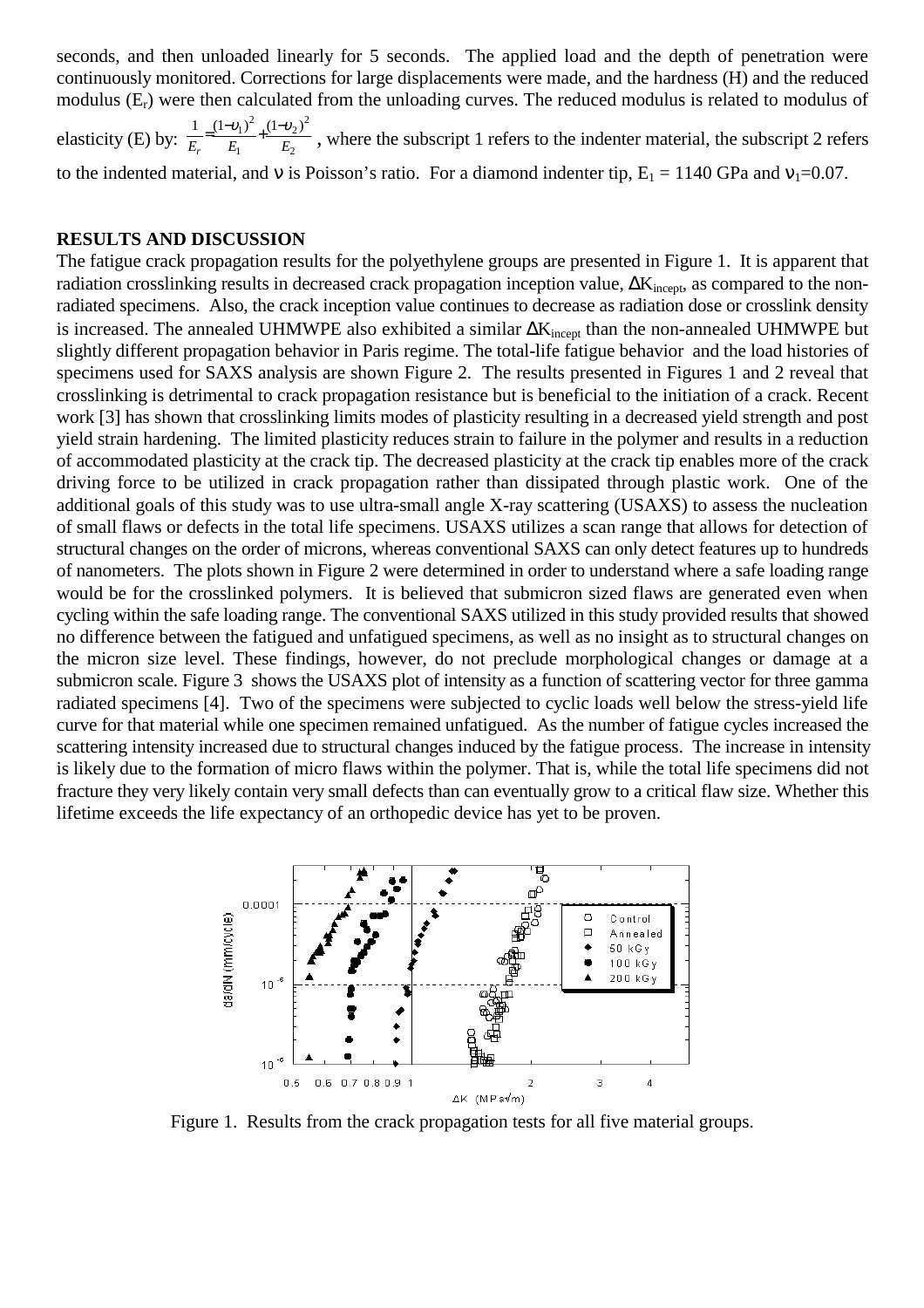seconds, and then unloaded linearly for 5 seconds. The applied load and the depth of penetration were continuously monitored. Corrections for large displacements were made, and the hardness (H) and the reduced modulus ($E_r$) were then calculated from the unloading curves. The reduced modulus is related to modulus of elasticity (E) by: $\frac{1}{E_r} = \frac{(1-\upsilon_1)^2}{E_1} + \frac{(1-\upsilon_2)^2}{E_2}$ , where the subscript 1 refers to the indenter material, the subscript 2 refers to the indented material, and $\nu$ is Poisson's ratio. For a diamond indenter tip, $E_1$ = 1140 GPa and $\nu_1$=0.07.

## RESULTS AND DISCUSSION

The fatigue crack propagation results for the polyethylene groups are presented in Figure 1. It is apparent that radiation crosslinking results in decreased crack propagation inception value, $\Delta K_{incept}$, as compared to the non-radiated specimens. Also, the crack inception value continues to decrease as radiation dose or crosslink density is increased. The annealed UHMWPE also exhibited a similar $\Delta K_{incept}$ than the non-annealed UHMWPE but slightly different propagation behavior in Paris regime. The total-life fatigue behavior and the load histories of specimens used for SAXS analysis are shown Figure 2. The results presented in Figures 1 and 2 reveal that crosslinking is detrimental to crack propagation resistance but is beneficial to the initiation of a crack. Recent work [3] has shown that crosslinking limits modes of plasticity resulting in a decreased yield strength and post yield strain hardening. The limited plasticity reduces strain to failure in the polymer and results in a reduction of accommodated plasticity at the crack tip. The decreased plasticity at the crack tip enables more of the crack driving force to be utilized in crack propagation rather than dissipated through plastic work. One of the additional goals of this study was to use ultra-small angle X-ray scattering (USAXS) to assess the nucleation of small flaws or defects in the total life specimens. USAXS utilizes a scan range that allows for detection of structural changes on the order of microns, whereas conventional SAXS can only detect features up to hundreds of nanometers. The plots shown in Figure 2 were determined in order to understand where a safe loading range would be for the crosslinked polymers. It is believed that submicron sized flaws are generated even when cycling within the safe loading range. The conventional SAXS utilized in this study provided results that showed no difference between the fatigued and unfatigued specimens, as well as no insight as to structural changes on the micron size level. These findings, however, do not preclude morphological changes or damage at a submicron scale. Figure 3 shows the USAXS plot of intensity as a function of scattering vector for three gamma radiated specimens [4]. Two of the specimens were subjected to cyclic loads well below the stress-yield life curve for that material while one specimen remained unfatigued. As the number of fatigue cycles increased the scattering intensity increased due to structural changes induced by the fatigue process. The increase in intensity is likely due to the formation of micro flaws within the polymer. That is, while the total life specimens did not fracture they very likely contain very small defects than can eventually grow to a critical flaw size. Whether this lifetime exceeds the life expectancy of an orthopedic device has yet to be proven.

Figure 1. Results from the crack propagation tests for all five material groups.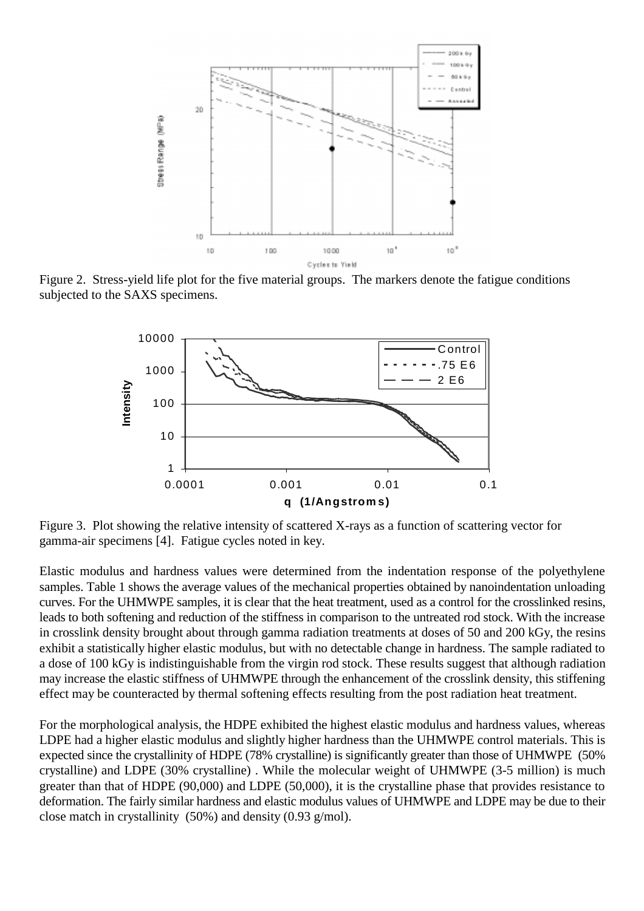Figure 2. Stress-yield life plot for the five material groups. The markers denote the fatigue conditions subjected to the SAXS specimens.

Figure 3. Plot showing the relative intensity of scattered X-rays as a function of scattering vector for gamma-air specimens [4]. Fatigue cycles noted in key.

Elastic modulus and hardness values were determined from the indentation response of the polyethylene samples. Table 1 shows the average values of the mechanical properties obtained by nanoindentation unloading curves. For the UHMWPE samples, it is clear that the heat treatment, used as a control for the crosslinked resins, leads to both softening and reduction of the stiffness in comparison to the untreated rod stock. With the increase in crosslink density brought about through gamma radiation treatments at doses of 50 and 200 kGy, the resins exhibit a statistically higher elastic modulus, but with no detectable change in hardness. The sample radiated to a dose of 100 kGy is indistinguishable from the virgin rod stock. These results suggest that although radiation may increase the elastic stiffness of UHMWPE through the enhancement of the crosslink density, this stiffening effect may be counteracted by thermal softening effects resulting from the post radiation heat treatment.

For the morphological analysis, the HDPE exhibited the highest elastic modulus and hardness values, whereas LDPE had a higher elastic modulus and slightly higher hardness than the UHMWPE control materials. This is expected since the crystallinity of HDPE (78% crystalline) is significantly greater than those of UHMWPE (50% crystalline) and LDPE (30% crystalline) . While the molecular weight of UHMWPE (3-5 million) is much greater than that of HDPE (90,000) and LDPE (50,000), it is the crystalline phase that provides resistance to deformation. The fairly similar hardness and elastic modulus values of UHMWPE and LDPE may be due to their close match in crystallinity (50%) and density (0.93 g/mol).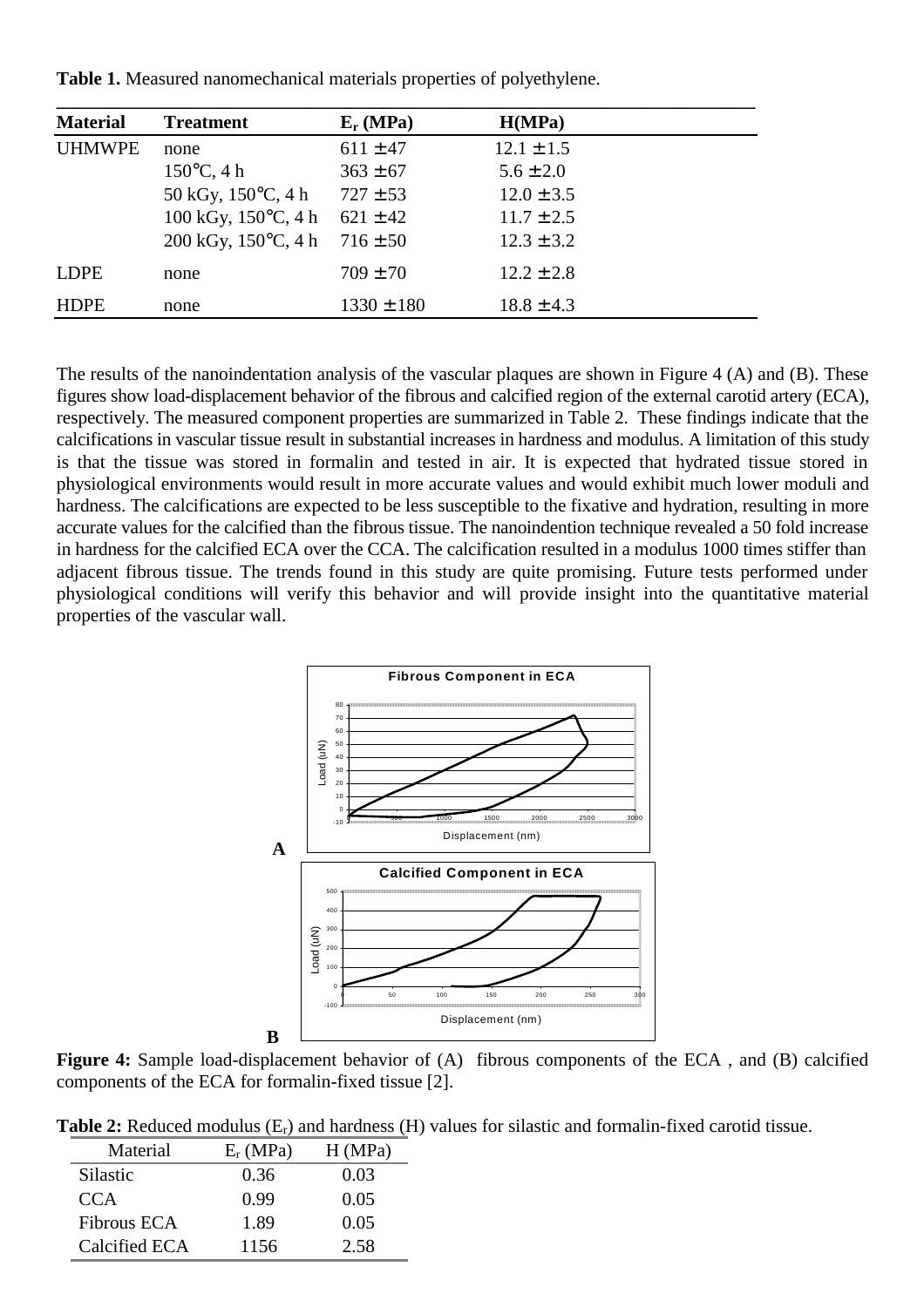**Table 1.** Measured nanomechanical materials properties of polyethylene.

| Material | Treatment | $E_r$ (MPa) | H(MPa) |
|---|---|---|---|
| UHMWPE | none | 611 ± 47 | 12.1 ± 1.5 |
| | 150°C, 4 h | 363 ± 67 | 5.6 ± 2.0 |
| | 50 kGy, 150°C, 4 h | 727 ± 53 | 12.0 ± 3.5 |
| | 100 kGy, 150°C, 4 h | 621 ± 42 | 11.7 ± 2.5 |
| | 200 kGy, 150°C, 4 h | 716 ± 50 | 12.3 ± 3.2 |
| LDPE | none | 709 ± 70 | 12.2 ± 2.8 |
| HDPE | none | 1330 ± 180 | 18.8 ± 4.3 |

The results of the nanoindentation analysis of the vascular plaques are shown in Figure 4 (A) and (B). These figures show load-displacement behavior of the fibrous and calcified region of the external carotid artery (ECA), respectively. The measured component properties are summarized in Table 2. These findings indicate that the calcifications in vascular tissue result in substantial increases in hardness and modulus. A limitation of this study is that the tissue was stored in formalin and tested in air. It is expected that hydrated tissue stored in physiological environments would result in more accurate values and would exhibit much lower moduli and hardness. The calcifications are expected to be less susceptible to the fixative and hydration, resulting in more accurate values for the calcified than the fibrous tissue. The nanoindention technique revealed a 50 fold increase in hardness for the calcified ECA over the CCA. The calcification resulted in a modulus 1000 times stiffer than adjacent fibrous tissue. The trends found in this study are quite promising. Future tests performed under physiological conditions will verify this behavior and will provide insight into the quantitative material properties of the vascular wall.

**Figure 4:** Sample load-displacement behavior of (A) fibrous components of the ECA , and (B) calcified components of the ECA for formalin-fixed tissue [2].

**Table 2:** Reduced modulus ($E_r$) and hardness (H) values for silastic and formalin-fixed carotid tissue.

| Material | $E_r$ (MPa) | H (MPa) |
|---|---|---|
| Silastic | 0.36 | 0.03 |
| CCA | 0.99 | 0.05 |
| Fibrous ECA | 1.89 | 0.05 |
| Calcified ECA | 1156 | 2.58 |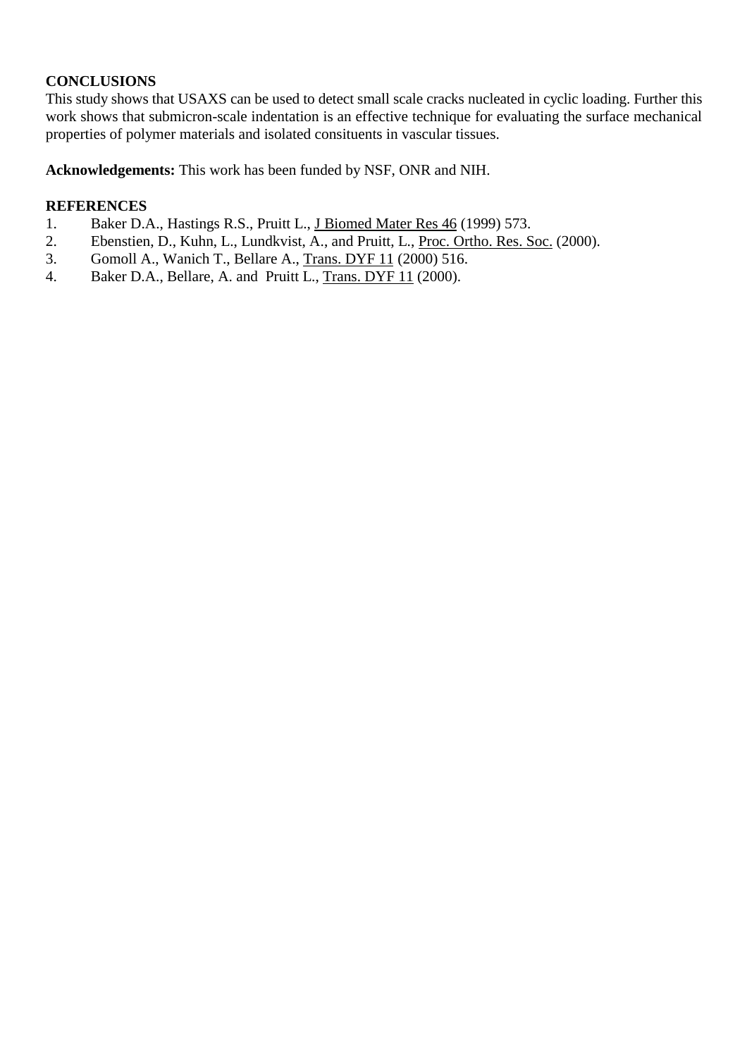## CONCLUSIONS

This study shows that USAXS can be used to detect small scale cracks nucleated in cyclic loading. Further this work shows that submicron-scale indentation is an effective technique for evaluating the surface mechanical properties of polymer materials and isolated consituents in vascular tissues.

**Acknowledgements:** This work has been funded by NSF, ONR and NIH.

## REFERENCES

1. Baker D.A., Hastings R.S., Pruitt L., J Biomed Mater Res 46 (1999) 573.
2. Ebenstien, D., Kuhn, L., Lundkvist, A., and Pruitt, L., Proc. Ortho. Res. Soc. (2000).
3. Gomoll A., Wanich T., Bellare A., Trans. DYF 11 (2000) 516.
4. Baker D.A., Bellare, A. and Pruitt L., Trans. DYF 11 (2000).